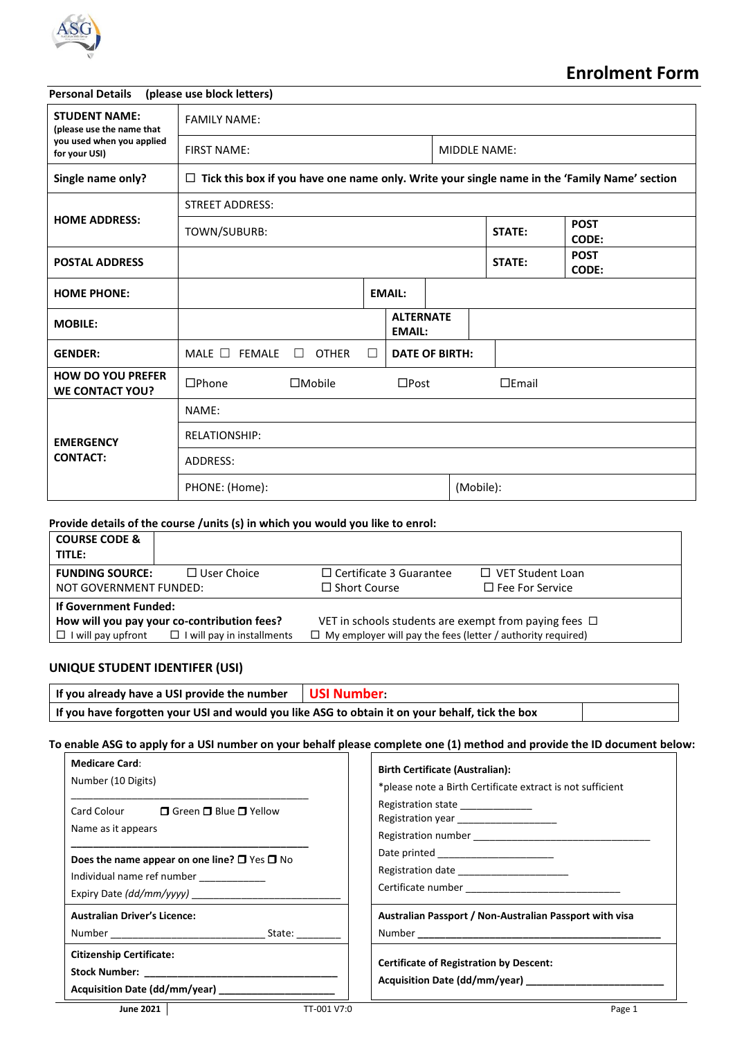# Enrolment Form

**Personal Details (please use block letters)**

| | | | | | |
|---|---|---|---|---|---|
| **STUDENT NAME:** (please use the name that you used when you applied for your USI) | FAMILY NAME: | | | | |
| | FIRST NAME: | | MIDDLE NAME: | | |
| **Single name only?** | ☐ **Tick this box if you have one name only. Write your single name in the 'Family Name' section** | | | | |
| **HOME ADDRESS:** | STREET ADDRESS: | | | | |
| | TOWN/SUBURB: | | | **STATE:** | **POST CODE:** |
| **POSTAL ADDRESS** | | | | **STATE:** | **POST CODE:** |
| **HOME PHONE:** | | **EMAIL:** | | | |
| **MOBILE:** | | **ALTERNATE EMAIL:** | | | |
| **GENDER:** | MALE ☐ FEMALE ☐ OTHER ☐ | **DATE OF BIRTH:** | | | |
| **HOW DO YOU PREFER WE CONTACT YOU?** | ☐Phone ☐Mobile ☐Post ☐Email | | | | |
| **EMERGENCY CONTACT:** | NAME: | | | | |
| | RELATIONSHIP: | | | | |
| | ADDRESS: | | | | |
| | PHONE: (Home): | | (Mobile): | | |

**Provide details of the course /units (s) in which would you like to enrol:**

| | | | |
|---|---|---|---|
| **COURSE CODE & TITLE:** | | | |
| **FUNDING SOURCE:** NOT GOVERNMENT FUNDED: | ☐ User Choice | ☐ Certificate 3 Guarantee<br>☐ Short Course | ☐ VET Student Loan<br>☐ Fee For Service |
| **If Government Funded:**<br>**How will you pay your co-contribution fees?**<br>☐ I will pay upfront ☐ I will pay in installments | | VET in schools students are exempt from paying fees ☐<br>☐ My employer will pay the fees (letter / authority required) | |

## UNIQUE STUDENT IDENTIFER (USI)

| | |
|---|---|
| **If you already have a USI provide the number** | **USI Number:** |
| **If you have forgotten your USI and would you like ASG to obtain it on your behalf, tick the box** | |

**To enable ASG to apply for a USI number on your behalf please complete one (1) method and provide the ID document below:**

**Medicare Card:**
Number (10 Digits)
\_\_\_\_\_\_\_\_\_\_\_\_\_\_\_\_\_\_\_\_\_\_\_\_\_\_\_\_\_\_\_\_\_\_\_\_\_\_\_\_
Card Colour ☐ Green ☐ Blue ☐ Yellow
Name as it appears
\_\_\_\_\_\_\_\_\_\_\_\_\_\_\_\_\_\_\_\_\_\_\_\_\_\_\_\_\_\_\_\_\_\_\_\_\_\_\_\_
**Does the name appear on one line?** ☐ Yes ☐ No
Individual name ref number \_\_\_\_\_\_\_\_\_\_\_\_
Expiry Date *(dd/mm/yyyy)* \_\_\_\_\_\_\_\_\_\_\_\_\_\_\_\_\_\_\_\_\_\_\_\_\_\_

**Australian Driver's Licence:**
Number \_\_\_\_\_\_\_\_\_\_\_\_\_\_\_\_\_\_\_\_\_\_\_\_\_\_\_\_ State: \_\_\_\_\_\_\_\_

**Citizenship Certificate:**
**Stock Number:** \_\_\_\_\_\_\_\_\_\_\_\_\_\_\_\_\_\_\_\_\_\_\_\_\_\_\_\_\_\_\_\_\_\_\_
**Acquisition Date (dd/mm/year)** \_\_\_\_\_\_\_\_\_\_\_\_\_\_\_\_\_\_\_\_\_

**Birth Certificate (Australian):**
*please note a Birth Certificate extract is not sufficient
Registration state \_\_\_\_\_\_\_\_\_\_\_\_\_
Registration year \_\_\_\_\_\_\_\_\_\_\_\_\_\_\_\_\_\_
Registration number \_\_\_\_\_\_\_\_\_\_\_\_\_\_\_\_\_\_\_\_\_\_\_\_\_\_\_\_\_\_\_\_\_\_
Date printed \_\_\_\_\_\_\_\_\_\_\_\_\_\_\_\_\_\_\_\_\_
Registration date \_\_\_\_\_\_\_\_\_\_\_\_\_\_\_\_\_\_\_\_
Certificate number \_\_\_\_\_\_\_\_\_\_\_\_\_\_\_\_\_\_\_\_\_\_\_\_\_\_\_\_

**Australian Passport / Non-Australian Passport with visa**
Number \_\_\_\_\_\_\_\_\_\_\_\_\_\_\_\_\_\_\_\_\_\_\_\_\_\_\_\_\_\_\_\_\_\_\_\_\_\_\_\_\_\_\_\_\_\_

**Certificate of Registration by Descent:**
**Acquisition Date (dd/mm/year)** \_\_\_\_\_\_\_\_\_\_\_\_\_\_\_\_\_\_\_\_\_\_\_\_\_\_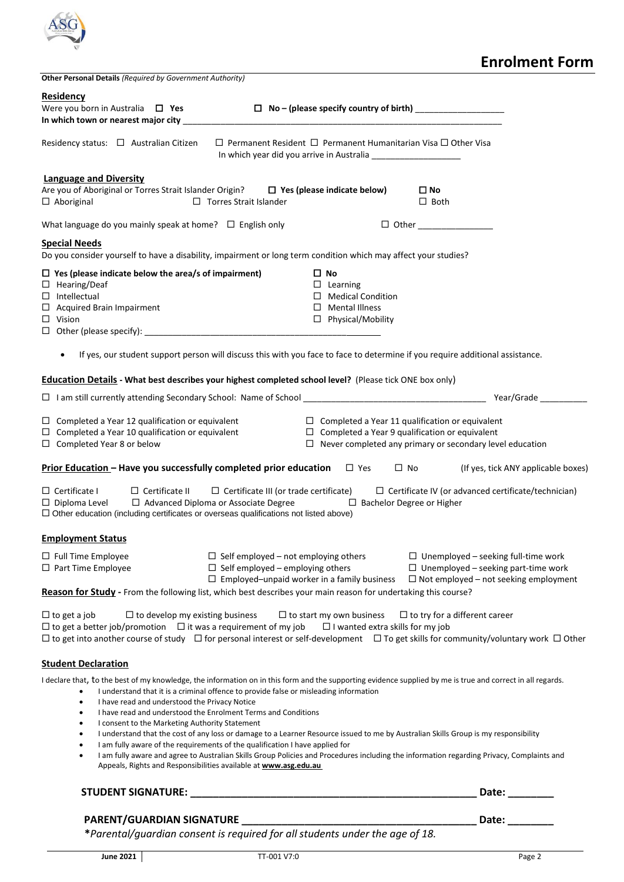# Enrolment Form

**Other Personal Details** *(Required by Government Authority)*

**Residency**

Were you born in Australia ☐ **Yes** ☐ **No – (please specify country of birth)** ___________________

**In which town or nearest major city** ___________________________________________

Residency status: ☐ Australian Citizen ☐ Permanent Resident ☐ Permanent Humanitarian Visa ☐ Other Visa

In which year did you arrive in Australia ___________________

**Language and Diversity**

Are you of Aboriginal or Torres Strait Islander Origin? ☐ **Yes (please indicate below)** ☐ **No**

☐ Aboriginal ☐ Torres Strait Islander ☐ Both

What language do you mainly speak at home? ☐ English only ☐ Other ________________

**Special Needs**

Do you consider yourself to have a disability, impairment or long term condition which may affect your studies?

☐ **Yes (please indicate below the area/s of impairment)** ☐ **No**

☐ Hearing/Deaf
☐ Intellectual
☐ Acquired Brain Impairment
☐ Vision
☐ Learning
☐ Medical Condition
☐ Mental Illness
☐ Physical/Mobility
☐ Other (please specify): ___________________________________________

- If yes, our student support person will discuss this with you face to face to determine if you require additional assistance.

**Education Details - What best describes your highest completed school level?** (Please tick ONE box only)

☐ I am still currently attending Secondary School: Name of School _______________________________ Year/Grade __________

☐ Completed a Year 12 qualification or equivalent
☐ Completed a Year 11 qualification or equivalent
☐ Completed a Year 10 qualification or equivalent
☐ Completed a Year 9 qualification or equivalent
☐ Completed Year 8 or below
☐ Never completed any primary or secondary level education

**Prior Education – Have you successfully completed prior education** ☐ Yes ☐ No (If yes, tick ANY applicable boxes)

☐ Certificate I ☐ Certificate II ☐ Certificate III (or trade certificate) ☐ Certificate IV (or advanced certificate/technician)
☐ Diploma Level ☐ Advanced Diploma or Associate Degree ☐ Bachelor Degree or Higher
☐ Other education (including certificates or overseas qualifications not listed above)

**Employment Status**

☐ Full Time Employee
☐ Part Time Employee
☐ Self employed – not employing others
☐ Self employed – employing others
☐ Employed–unpaid worker in a family business
☐ Unemployed – seeking full-time work
☐ Unemployed – seeking part-time work
☐ Not employed – not seeking employment

**Reason for Study -** From the following list, which best describes your main reason for undertaking this course?

☐ to get a job ☐ to develop my existing business ☐ to start my own business ☐ to try for a different career
☐ to get a better job/promotion ☐ it was a requirement of my job ☐ I wanted extra skills for my job
☐ to get into another course of study ☐ for personal interest or self-development ☐ To get skills for community/voluntary work ☐ Other

**Student Declaration**

I declare that, to the best of my knowledge, the information on in this form and the supporting evidence supplied by me is true and correct in all regards.

- I understand that it is a criminal offence to provide false or misleading information
- I have read and understood the Privacy Notice
- I have read and understood the Enrolment Terms and Conditions
- I consent to the Marketing Authority Statement
- I understand that the cost of any loss or damage to a Learner Resource issued to me by Australian Skills Group is my responsibility
- I am fully aware of the requirements of the qualification I have applied for
- I am fully aware and agree to Australian Skills Group Policies and Procedures including the information regarding Privacy, Complaints and Appeals, Rights and Responsibilities available at **www.asg.edu.au**

**STUDENT SIGNATURE: ___________________________________________ Date: ________**

**PARENT/GUARDIAN SIGNATURE ___________________________________ Date: ________**

***Parental/guardian consent is required for all students under the age of 18.***

June 2021 TT-001 V7:0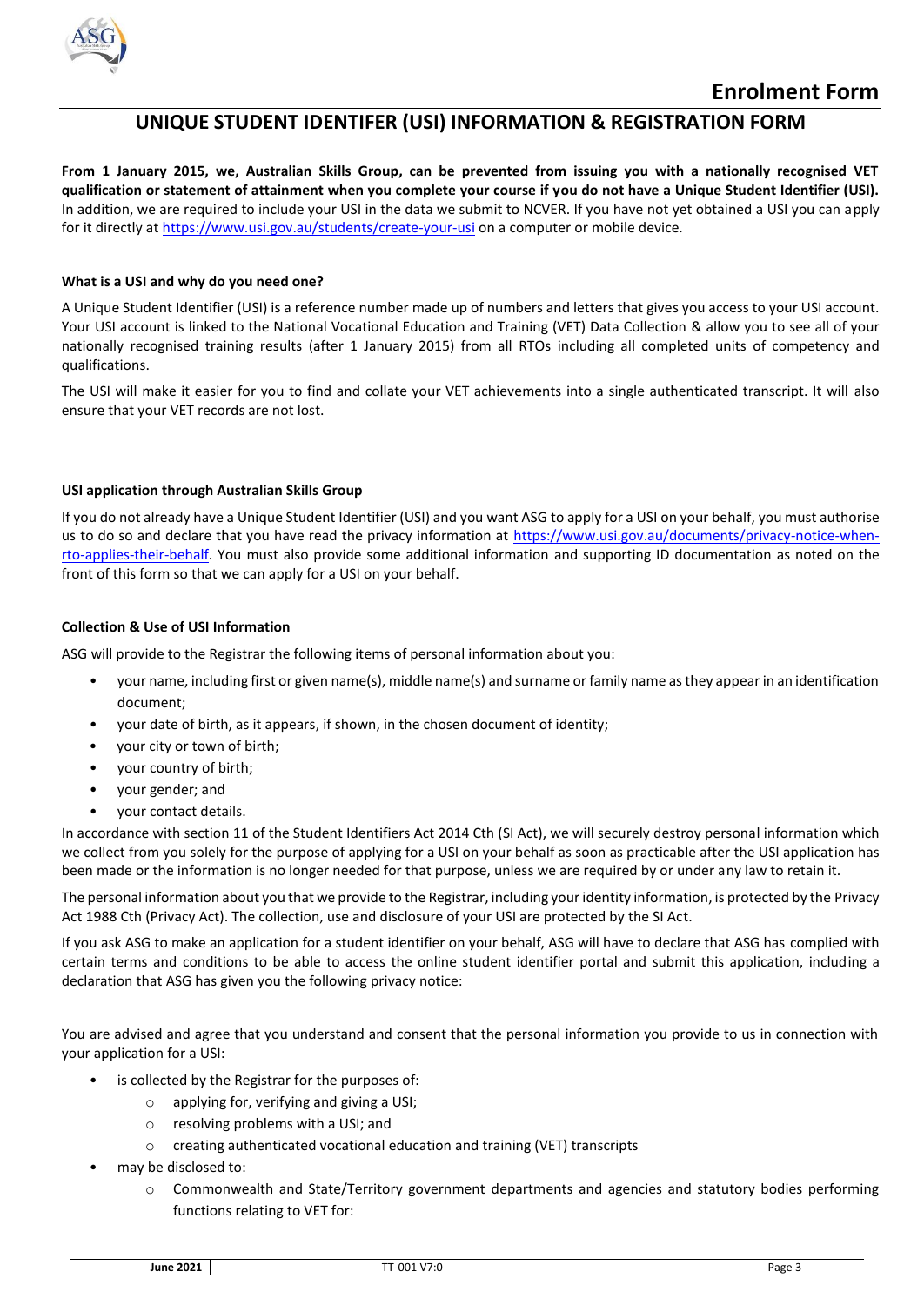## Enrolment Form

# UNIQUE STUDENT IDENTIFER (USI) INFORMATION & REGISTRATION FORM

**From 1 January 2015, we, Australian Skills Group, can be prevented from issuing you with a nationally recognised VET qualification or statement of attainment when you complete your course if you do not have a Unique Student Identifier (USI).** In addition, we are required to include your USI in the data we submit to NCVER. If you have not yet obtained a USI you can apply for it directly at https://www.usi.gov.au/students/create-your-usi on a computer or mobile device.

### What is a USI and why do you need one?

A Unique Student Identifier (USI) is a reference number made up of numbers and letters that gives you access to your USI account. Your USI account is linked to the National Vocational Education and Training (VET) Data Collection & allow you to see all of your nationally recognised training results (after 1 January 2015) from all RTOs including all completed units of competency and qualifications.

The USI will make it easier for you to find and collate your VET achievements into a single authenticated transcript. It will also ensure that your VET records are not lost.

### USI application through Australian Skills Group

If you do not already have a Unique Student Identifier (USI) and you want ASG to apply for a USI on your behalf, you must authorise us to do so and declare that you have read the privacy information at https://www.usi.gov.au/documents/privacy-notice-when-rto-applies-their-behalf. You must also provide some additional information and supporting ID documentation as noted on the front of this form so that we can apply for a USI on your behalf.

### Collection & Use of USI Information

ASG will provide to the Registrar the following items of personal information about you:

- your name, including first or given name(s), middle name(s) and surname or family name as they appear in an identification document;
- your date of birth, as it appears, if shown, in the chosen document of identity;
- your city or town of birth;
- your country of birth;
- your gender; and
- your contact details.

In accordance with section 11 of the Student Identifiers Act 2014 Cth (SI Act), we will securely destroy personal information which we collect from you solely for the purpose of applying for a USI on your behalf as soon as practicable after the USI application has been made or the information is no longer needed for that purpose, unless we are required by or under any law to retain it.

The personal information about you that we provide to the Registrar, including your identity information, is protected by the Privacy Act 1988 Cth (Privacy Act). The collection, use and disclosure of your USI are protected by the SI Act.

If you ask ASG to make an application for a student identifier on your behalf, ASG will have to declare that ASG has complied with certain terms and conditions to be able to access the online student identifier portal and submit this application, including a declaration that ASG has given you the following privacy notice:

You are advised and agree that you understand and consent that the personal information you provide to us in connection with your application for a USI:

- is collected by the Registrar for the purposes of:
  - applying for, verifying and giving a USI;
  - resolving problems with a USI; and
  - creating authenticated vocational education and training (VET) transcripts
- may be disclosed to:
  - Commonwealth and State/Territory government departments and agencies and statutory bodies performing functions relating to VET for: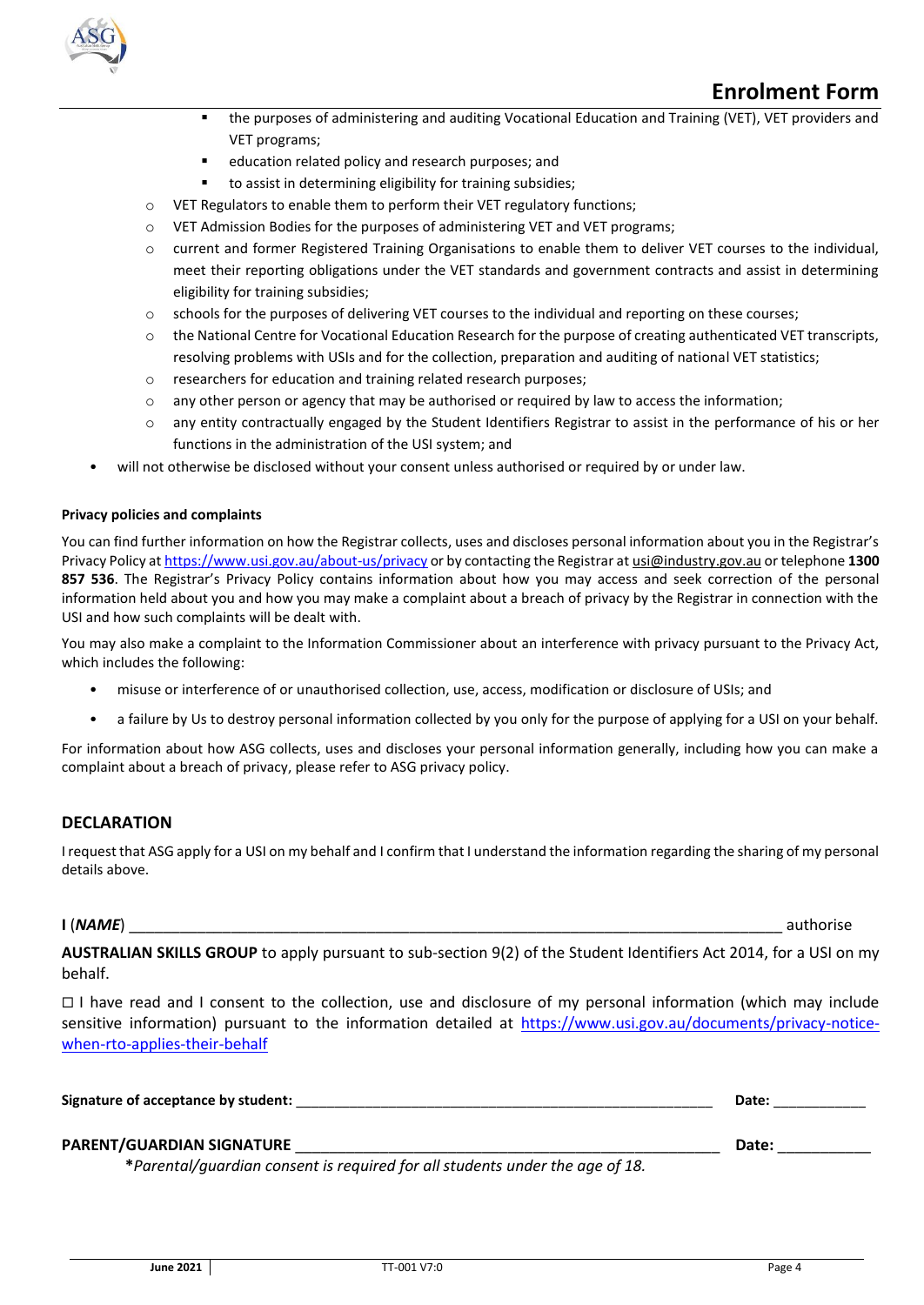- the purposes of administering and auditing Vocational Education and Training (VET), VET providers and VET programs;
- education related policy and research purposes; and
- to assist in determining eligibility for training subsidies;

  - VET Regulators to enable them to perform their VET regulatory functions;
  - VET Admission Bodies for the purposes of administering VET and VET programs;
  - current and former Registered Training Organisations to enable them to deliver VET courses to the individual, meet their reporting obligations under the VET standards and government contracts and assist in determining eligibility for training subsidies;
  - schools for the purposes of delivering VET courses to the individual and reporting on these courses;
  - the National Centre for Vocational Education Research for the purpose of creating authenticated VET transcripts, resolving problems with USIs and for the collection, preparation and auditing of national VET statistics;
  - researchers for education and training related research purposes;
  - any other person or agency that may be authorised or required by law to access the information;
  - any entity contractually engaged by the Student Identifiers Registrar to assist in the performance of his or her functions in the administration of the USI system; and

- will not otherwise be disclosed without your consent unless authorised or required by or under law.

**Privacy policies and complaints**

You can find further information on how the Registrar collects, uses and discloses personal information about you in the Registrar's Privacy Policy at https://www.usi.gov.au/about-us/privacy or by contacting the Registrar at usi@industry.gov.au or telephone **1300 857 536**. The Registrar's Privacy Policy contains information about how you may access and seek correction of the personal information held about you and how you may make a complaint about a breach of privacy by the Registrar in connection with the USI and how such complaints will be dealt with.

You may also make a complaint to the Information Commissioner about an interference with privacy pursuant to the Privacy Act, which includes the following:

- misuse or interference of or unauthorised collection, use, access, modification or disclosure of USIs; and
- a failure by Us to destroy personal information collected by you only for the purpose of applying for a USI on your behalf.

For information about how ASG collects, uses and discloses your personal information generally, including how you can make a complaint about a breach of privacy, please refer to ASG privacy policy.

## DECLARATION

I request that ASG apply for a USI on my behalf and I confirm that I understand the information regarding the sharing of my personal details above.

**I** (***NAME***) ______________________________________________________________________________ authorise

**AUSTRALIAN SKILLS GROUP** to apply pursuant to sub-section 9(2) of the Student Identifiers Act 2014, for a USI on my behalf.

☐ I have read and I consent to the collection, use and disclosure of my personal information (which may include sensitive information) pursuant to the information detailed at https://www.usi.gov.au/documents/privacy-notice-when-rto-applies-their-behalf

**Signature of acceptance by student:** ______________________________________________________ **Date:** ___________

**PARENT/GUARDIAN SIGNATURE** ______________________________________________________ **Date:** ___________

***Parental/guardian consent is required for all students under the age of 18.*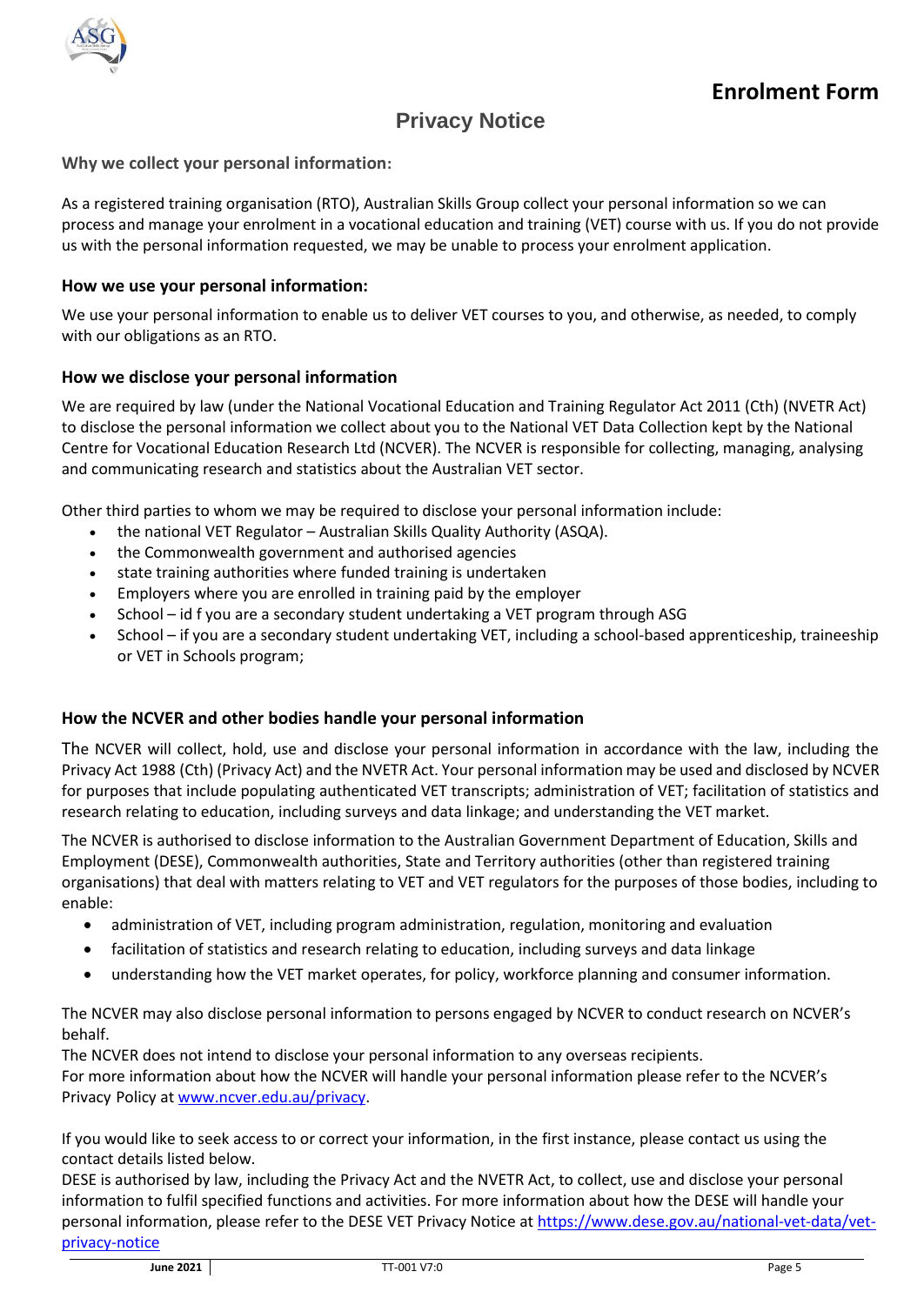# Enrolment Form

## Privacy Notice

**Why we collect your personal information:**

As a registered training organisation (RTO), Australian Skills Group collect your personal information so we can process and manage your enrolment in a vocational education and training (VET) course with us. If you do not provide us with the personal information requested, we may be unable to process your enrolment application.

**How we use your personal information:**

We use your personal information to enable us to deliver VET courses to you, and otherwise, as needed, to comply with our obligations as an RTO.

**How we disclose your personal information**

We are required by law (under the National Vocational Education and Training Regulator Act 2011 (Cth) (NVETR Act) to disclose the personal information we collect about you to the National VET Data Collection kept by the National Centre for Vocational Education Research Ltd (NCVER). The NCVER is responsible for collecting, managing, analysing and communicating research and statistics about the Australian VET sector.

Other third parties to whom we may be required to disclose your personal information include:

- the national VET Regulator – Australian Skills Quality Authority (ASQA).
- the Commonwealth government and authorised agencies
- state training authorities where funded training is undertaken
- Employers where you are enrolled in training paid by the employer
- School – id f you are a secondary student undertaking a VET program through ASG
- School – if you are a secondary student undertaking VET, including a school-based apprenticeship, traineeship or VET in Schools program;

**How the NCVER and other bodies handle your personal information**

The NCVER will collect, hold, use and disclose your personal information in accordance with the law, including the Privacy Act 1988 (Cth) (Privacy Act) and the NVETR Act. Your personal information may be used and disclosed by NCVER for purposes that include populating authenticated VET transcripts; administration of VET; facilitation of statistics and research relating to education, including surveys and data linkage; and understanding the VET market.

The NCVER is authorised to disclose information to the Australian Government Department of Education, Skills and Employment (DESE), Commonwealth authorities, State and Territory authorities (other than registered training organisations) that deal with matters relating to VET and VET regulators for the purposes of those bodies, including to enable:

- administration of VET, including program administration, regulation, monitoring and evaluation
- facilitation of statistics and research relating to education, including surveys and data linkage
- understanding how the VET market operates, for policy, workforce planning and consumer information.

The NCVER may also disclose personal information to persons engaged by NCVER to conduct research on NCVER's behalf.

The NCVER does not intend to disclose your personal information to any overseas recipients.

For more information about how the NCVER will handle your personal information please refer to the NCVER's Privacy Policy at [www.ncver.edu.au/privacy](www.ncver.edu.au/privacy).

If you would like to seek access to or correct your information, in the first instance, please contact us using the contact details listed below.

DESE is authorised by law, including the Privacy Act and the NVETR Act, to collect, use and disclose your personal information to fulfil specified functions and activities. For more information about how the DESE will handle your personal information, please refer to the DESE VET Privacy Notice at [https://www.dese.gov.au/national-vet-data/vet-privacy-notice](https://www.dese.gov.au/national-vet-data/vet-privacy-notice)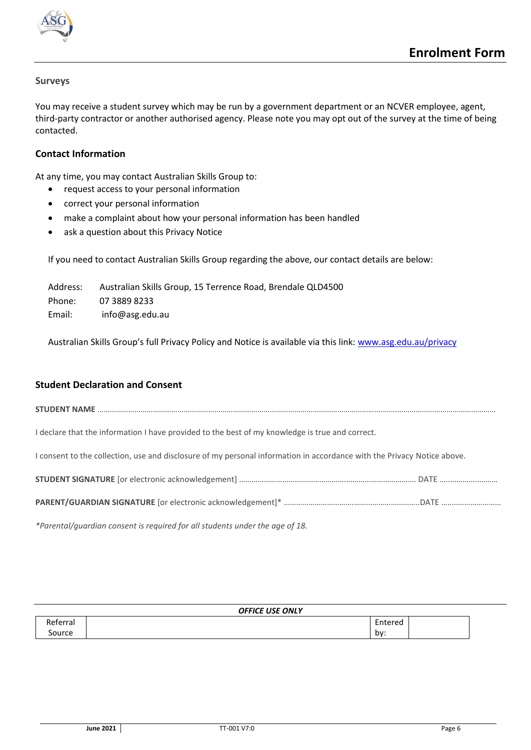### Surveys

You may receive a student survey which may be run by a government department or an NCVER employee, agent, third-party contractor or another authorised agency. Please note you may opt out of the survey at the time of being contacted.

### Contact Information

At any time, you may contact Australian Skills Group to:

- request access to your personal information
- correct your personal information
- make a complaint about how your personal information has been handled
- ask a question about this Privacy Notice

If you need to contact Australian Skills Group regarding the above, our contact details are below:

Address: Australian Skills Group, 15 Terrence Road, Brendale QLD4500
Phone: 07 3889 8233
Email: info@asg.edu.au

Australian Skills Group's full Privacy Policy and Notice is available via this link: [www.asg.edu.au/privacy](http://www.asg.edu.au/privacy)

### Student Declaration and Consent

**STUDENT NAME** ……………………………………………………………………………………………………………………………………………

I declare that the information I have provided to the best of my knowledge is true and correct.

I consent to the collection, use and disclosure of my personal information in accordance with the Privacy Notice above.

**STUDENT SIGNATURE** [or electronic acknowledgement] …………………………………………………………………………… DATE ……………………

**PARENT/GUARDIAN SIGNATURE** [or electronic acknowledgement]* ………………………………………………………….DATE ………………………

*\*Parental/guardian consent is required for all students under the age of 18.*

***OFFICE USE ONLY***

| | | | |
|---|---|---|---|
| Referral Source | | Entered by: | |